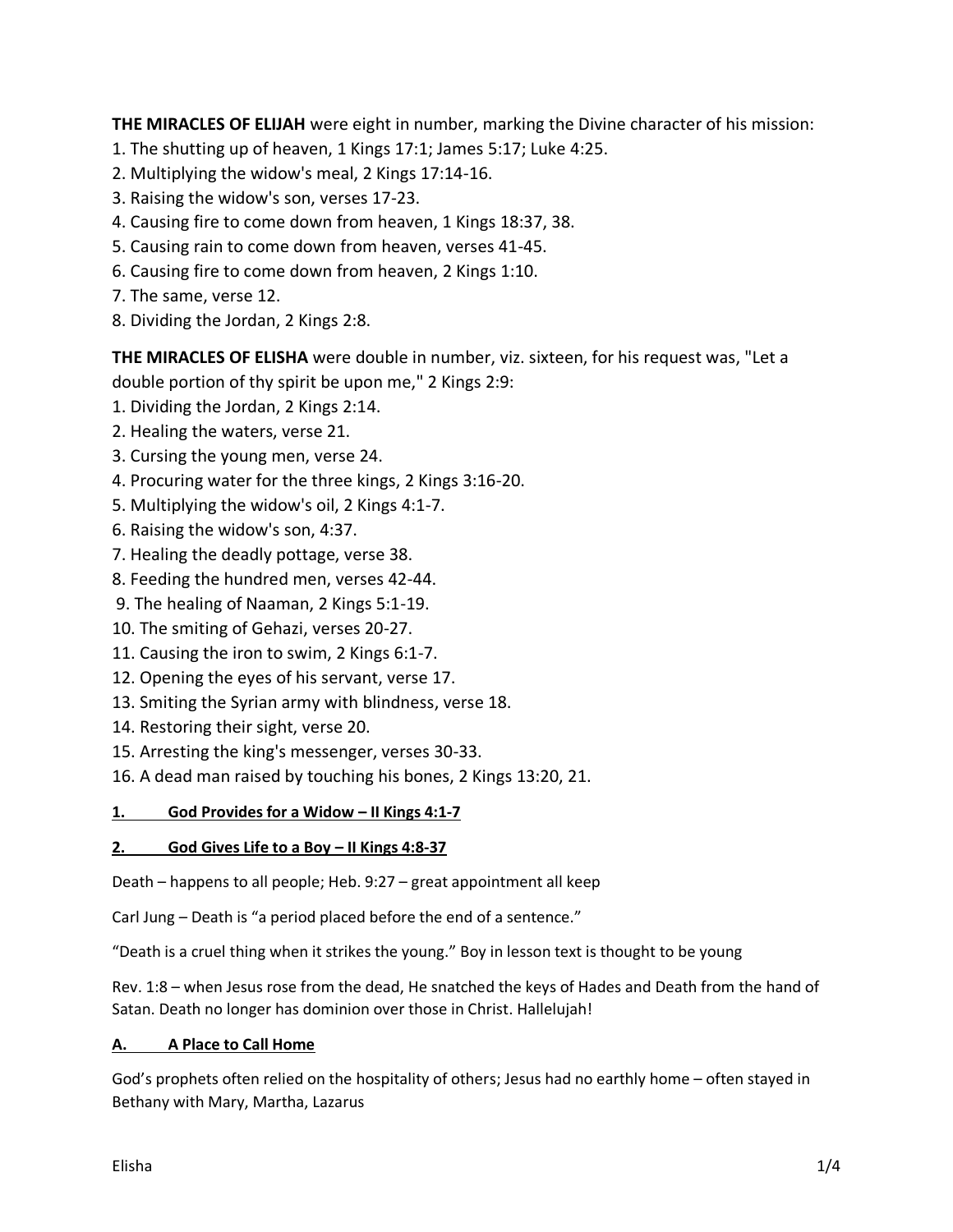**THE MIRACLES OF ELIJAH** were eight in number, marking the Divine character of his mission:

1. The shutting up of heaven, 1 Kings 17:1; James 5:17; Luke 4:25.
2. Multiplying the widow's meal, 2 Kings 17:14-16.
3. Raising the widow's son, verses 17-23.
4. Causing fire to come down from heaven, 1 Kings 18:37, 38.
5. Causing rain to come down from heaven, verses 41-45.
6. Causing fire to come down from heaven, 2 Kings 1:10.
7. The same, verse 12.
8. Dividing the Jordan, 2 Kings 2:8.

**THE MIRACLES OF ELISHA** were double in number, viz. sixteen, for his request was, "Let a double portion of thy spirit be upon me," 2 Kings 2:9:

1. Dividing the Jordan, 2 Kings 2:14.
2. Healing the waters, verse 21.
3. Cursing the young men, verse 24.
4. Procuring water for the three kings, 2 Kings 3:16-20.
5. Multiplying the widow's oil, 2 Kings 4:1-7.
6. Raising the widow's son, 4:37.
7. Healing the deadly pottage, verse 38.
8. Feeding the hundred men, verses 42-44.
9. The healing of Naaman, 2 Kings 5:1-19.
10. The smiting of Gehazi, verses 20-27.
11. Causing the iron to swim, 2 Kings 6:1-7.
12. Opening the eyes of his servant, verse 17.
13. Smiting the Syrian army with blindness, verse 18.
14. Restoring their sight, verse 20.
15. Arresting the king's messenger, verses 30-33.
16. A dead man raised by touching his bones, 2 Kings 13:20, 21.

## 1. God Provides for a Widow – II Kings 4:1-7

## 2. God Gives Life to a Boy – II Kings 4:8-37

Death – happens to all people; Heb. 9:27 – great appointment all keep

Carl Jung – Death is "a period placed before the end of a sentence."

"Death is a cruel thing when it strikes the young." Boy in lesson text is thought to be young

Rev. 1:8 – when Jesus rose from the dead, He snatched the keys of Hades and Death from the hand of Satan. Death no longer has dominion over those in Christ. Hallelujah!

### A. A Place to Call Home

God's prophets often relied on the hospitality of others; Jesus had no earthly home – often stayed in Bethany with Mary, Martha, Lazarus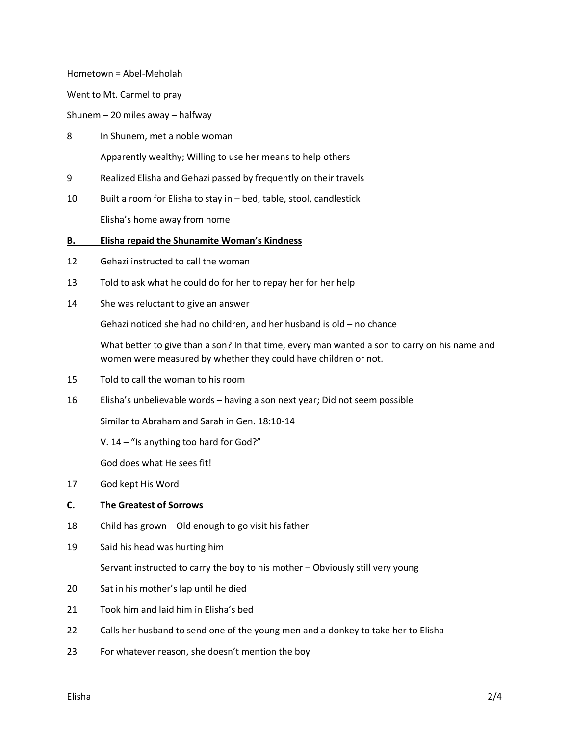Hometown = Abel-Meholah

Went to Mt. Carmel to pray

Shunem – 20 miles away – halfway

8 In Shunem, met a noble woman

Apparently wealthy; Willing to use her means to help others

9 Realized Elisha and Gehazi passed by frequently on their travels

10 Built a room for Elisha to stay in – bed, table, stool, candlestick

Elisha's home away from home

**B. <u>Elisha repaid the Shunamite Woman's Kindness</u>**

12 Gehazi instructed to call the woman

13 Told to ask what he could do for her to repay her for her help

14 She was reluctant to give an answer

Gehazi noticed she had no children, and her husband is old – no chance

What better to give than a son? In that time, every man wanted a son to carry on his name and women were measured by whether they could have children or not.

15 Told to call the woman to his room

16 Elisha's unbelievable words – having a son next year; Did not seem possible

Similar to Abraham and Sarah in Gen. 18:10-14

V. 14 – "Is anything too hard for God?"

God does what He sees fit!

17 God kept His Word

**C. <u>The Greatest of Sorrows</u>**

18 Child has grown – Old enough to go visit his father

19 Said his head was hurting him

Servant instructed to carry the boy to his mother – Obviously still very young

20 Sat in his mother's lap until he died

21 Took him and laid him in Elisha's bed

22 Calls her husband to send one of the young men and a donkey to take her to Elisha

23 For whatever reason, she doesn't mention the boy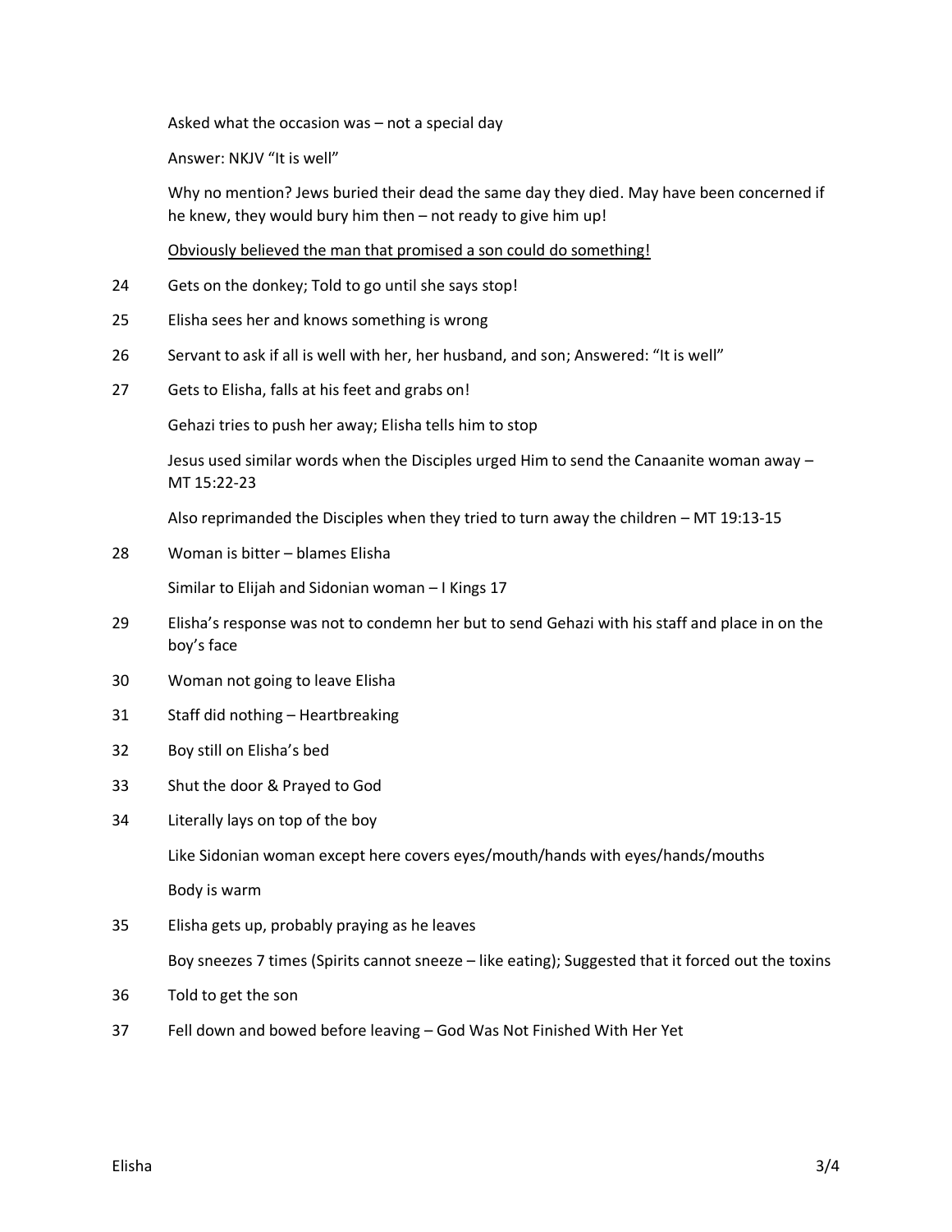Asked what the occasion was – not a special day

Answer: NKJV "It is well"

Why no mention? Jews buried their dead the same day they died. May have been concerned if he knew, they would bury him then – not ready to give him up!

<u>Obviously believed the man that promised a son could do something!</u>

24 Gets on the donkey; Told to go until she says stop!

25 Elisha sees her and knows something is wrong

26 Servant to ask if all is well with her, her husband, and son; Answered: "It is well"

27 Gets to Elisha, falls at his feet and grabs on!

Gehazi tries to push her away; Elisha tells him to stop

Jesus used similar words when the Disciples urged Him to send the Canaanite woman away – MT 15:22-23

Also reprimanded the Disciples when they tried to turn away the children – MT 19:13-15

28 Woman is bitter – blames Elisha

Similar to Elijah and Sidonian woman – I Kings 17

29 Elisha's response was not to condemn her but to send Gehazi with his staff and place in on the boy's face

30 Woman not going to leave Elisha

31 Staff did nothing – Heartbreaking

32 Boy still on Elisha's bed

33 Shut the door & Prayed to God

34 Literally lays on top of the boy

Like Sidonian woman except here covers eyes/mouth/hands with eyes/hands/mouths

Body is warm

35 Elisha gets up, probably praying as he leaves

Boy sneezes 7 times (Spirits cannot sneeze – like eating); Suggested that it forced out the toxins

36 Told to get the son

37 Fell down and bowed before leaving – God Was Not Finished With Her Yet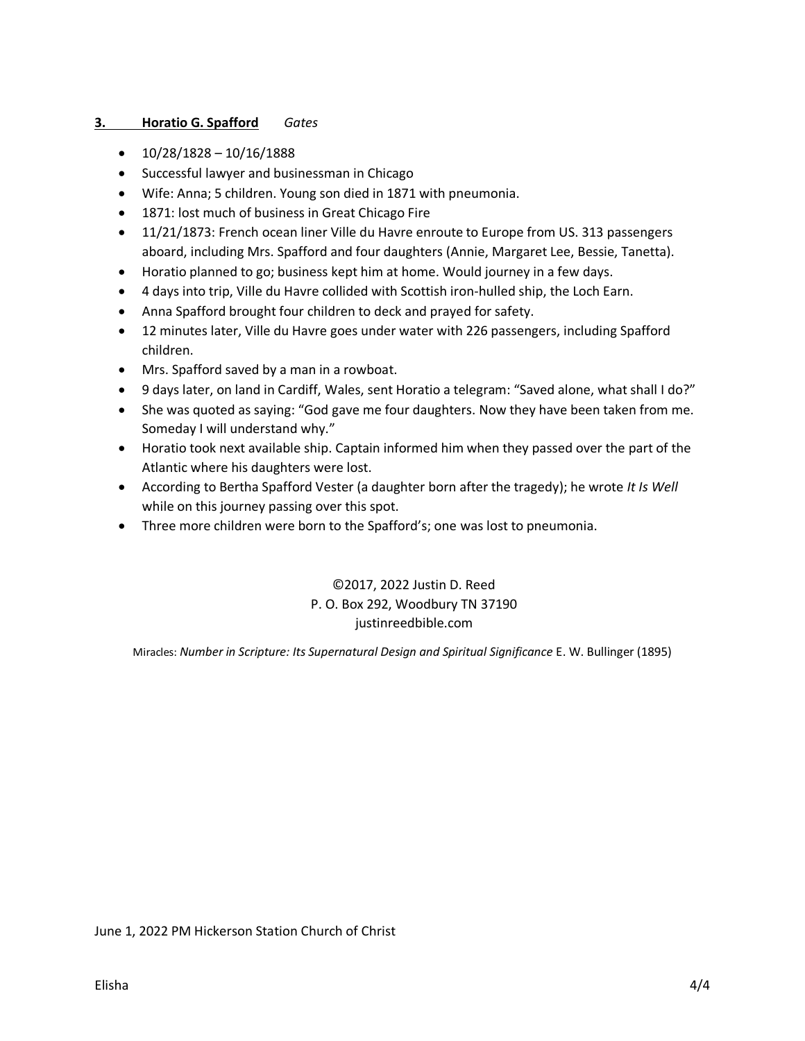**3. Horatio G. Spafford** *Gates*

- 10/28/1828 – 10/16/1888
- Successful lawyer and businessman in Chicago
- Wife: Anna; 5 children. Young son died in 1871 with pneumonia.
- 1871: lost much of business in Great Chicago Fire
- 11/21/1873: French ocean liner Ville du Havre enroute to Europe from US. 313 passengers aboard, including Mrs. Spafford and four daughters (Annie, Margaret Lee, Bessie, Tanetta).
- Horatio planned to go; business kept him at home. Would journey in a few days.
- 4 days into trip, Ville du Havre collided with Scottish iron-hulled ship, the Loch Earn.
- Anna Spafford brought four children to deck and prayed for safety.
- 12 minutes later, Ville du Havre goes under water with 226 passengers, including Spafford children.
- Mrs. Spafford saved by a man in a rowboat.
- 9 days later, on land in Cardiff, Wales, sent Horatio a telegram: "Saved alone, what shall I do?"
- She was quoted as saying: "God gave me four daughters. Now they have been taken from me. Someday I will understand why."
- Horatio took next available ship. Captain informed him when they passed over the part of the Atlantic where his daughters were lost.
- According to Bertha Spafford Vester (a daughter born after the tragedy); he wrote *It Is Well* while on this journey passing over this spot.
- Three more children were born to the Spafford's; one was lost to pneumonia.

©2017, 2022 Justin D. Reed
P. O. Box 292, Woodbury TN 37190
justinreedbible.com

Miracles: *Number in Scripture: Its Supernatural Design and Spiritual Significance* E. W. Bullinger (1895)

June 1, 2022 PM Hickerson Station Church of Christ